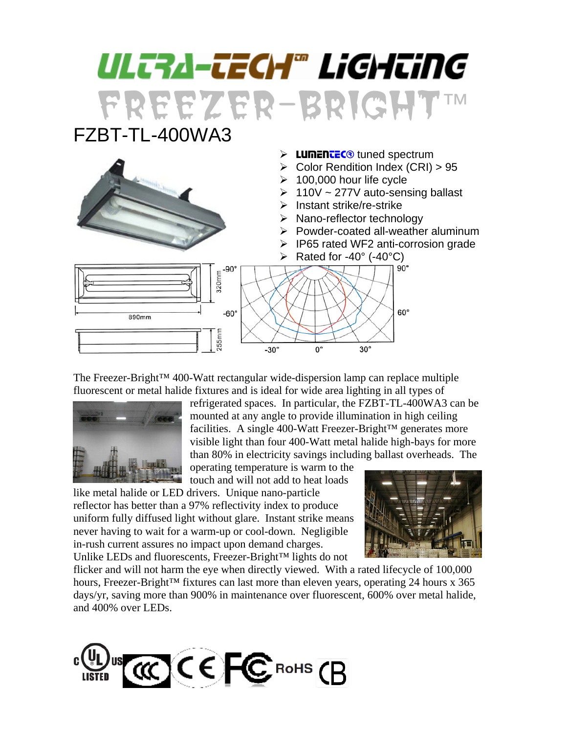# ULTRA-TECH™ LIGHTING

# FREEZER-BRIGHT™

## FZBT-TL-400WA3

- LUMENTEC® tuned spectrum
- Color Rendition Index (CRI) > 95
- 100,000 hour life cycle
- 110V ~ 277V auto-sensing ballast
- Instant strike/re-strike
- Nano-reflector technology
- Powder-coated all-weather aluminum
- IP65 rated WF2 anti-corrosion grade
- Rated for -40° (-40°C)

890mm

320mm

255mm

-90° 90° -60° 60° -30° 0° 30°

The Freezer-Bright™ 400-Watt rectangular wide-dispersion lamp can replace multiple fluorescent or metal halide fixtures and is ideal for wide area lighting in all types of refrigerated spaces. In particular, the FZBT-TL-400WA3 can be mounted at any angle to provide illumination in high ceiling facilities. A single 400-Watt Freezer-Bright™ generates more visible light than four 400-Watt metal halide high-bays for more than 80% in electricity savings including ballast overheads. The operating temperature is warm to the touch and will not add to heat loads like metal halide or LED drivers. Unique nano-particle reflector has better than a 97% reflectivity index to produce uniform fully diffused light without glare. Instant strike means never having to wait for a warm-up or cool-down. Negligible in-rush current assures no impact upon demand charges. Unlike LEDs and fluorescents, Freezer-Bright™ lights do not flicker and will not harm the eye when directly viewed. With a rated lifecycle of 100,000 hours, Freezer-Bright™ fixtures can last more than eleven years, operating 24 hours x 365 days/yr, saving more than 900% in maintenance over fluorescent, 600% over metal halide, and 400% over LEDs.

c UL us LISTED · CCC · CE · FC · RoHS · CB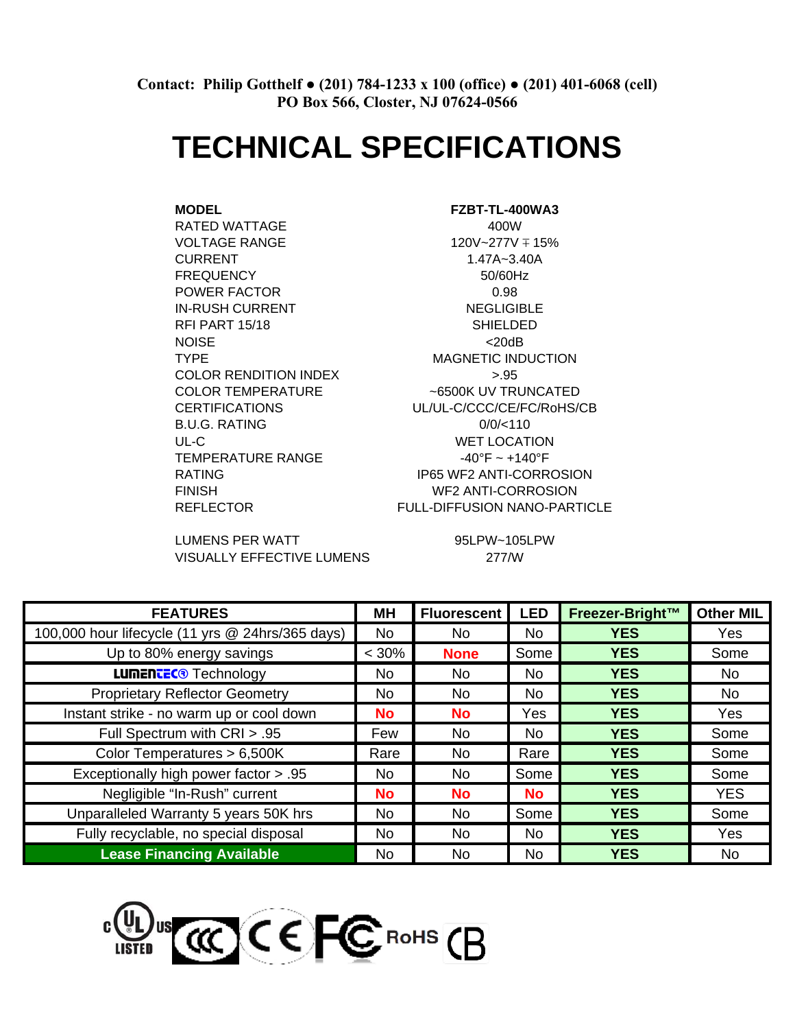**Contact: Philip Gotthelf • (201) 784-1233 x 100 (office) • (201) 401-6068 (cell)**
**PO Box 566, Closter, NJ 07624-0566**

# TECHNICAL SPECIFICATIONS

| | |
|---|---|
| **MODEL** | **FZBT-TL-400WA3** |
| RATED WATTAGE | 400W |
| VOLTAGE RANGE | 120V~277V ∓ 15% |
| CURRENT | 1.47A~3.40A |
| FREQUENCY | 50/60Hz |
| POWER FACTOR | 0.98 |
| IN-RUSH CURRENT | NEGLIGIBLE |
| RFI PART 15/18 | SHIELDED |
| NOISE | <20dB |
| TYPE | MAGNETIC INDUCTION |
| COLOR RENDITION INDEX | >.95 |
| COLOR TEMPERATURE | ~6500K UV TRUNCATED |
| CERTIFICATIONS | UL/UL-C/CCC/CE/FC/RoHS/CB |
| B.U.G. RATING | 0/0/<110 |
| UL-C | WET LOCATION |
| TEMPERATURE RANGE | -40°F ~ +140°F |
| RATING | IP65 WF2 ANTI-CORROSION |
| FINISH | WF2 ANTI-CORROSION |
| REFLECTOR | FULL-DIFFUSION NANO-PARTICLE |
| LUMENS PER WATT | 95LPW~105LPW |
| VISUALLY EFFECTIVE LUMENS | 277/W |

| FEATURES | MH | Fluorescent | LED | Freezer-Bright™ | Other MIL |
|---|---|---|---|---|---|
| 100,000 hour lifecycle (11 yrs @ 24hrs/365 days) | No | No | No | **YES** | Yes |
| Up to 80% energy savings | < 30% | **None** | Some | **YES** | Some |
| LUMENTEC® Technology | No | No | No | **YES** | No |
| Proprietary Reflector Geometry | No | No | No | **YES** | No |
| Instant strike - no warm up or cool down | **No** | **No** | Yes | **YES** | Yes |
| Full Spectrum with CRI > .95 | Few | No | No | **YES** | Some |
| Color Temperatures > 6,500K | Rare | No | Rare | **YES** | Some |
| Exceptionally high power factor > .95 | No | No | Some | **YES** | Some |
| Negligible "In-Rush" current | **No** | **No** | **No** | **YES** | YES |
| Unparalleled Warranty 5 years 50K hrs | No | No | Some | **YES** | Some |
| Fully recyclable, no special disposal | No | No | No | **YES** | Yes |
| **Lease Financing Available** | No | No | No | **YES** | No |

c UL us LISTED · CCC · CE · FC · RoHS · CB